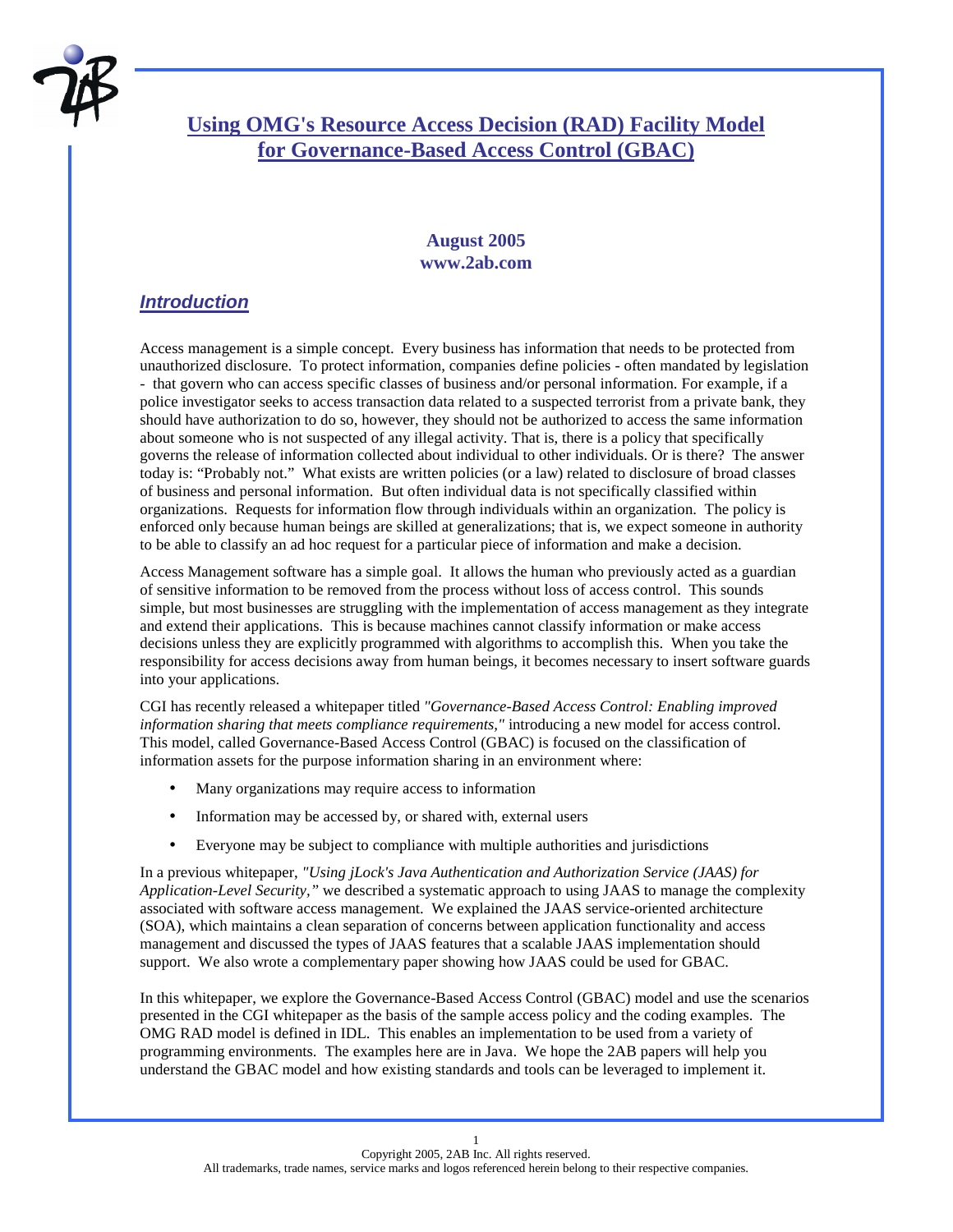# Using OMG's Resource Access Decision (RAD) Facility Model for Governance-Based Access Control (GBAC)

**August 2005**
**www.2ab.com**

## *Introduction*

Access management is a simple concept. Every business has information that needs to be protected from unauthorized disclosure. To protect information, companies define policies - often mandated by legislation - that govern who can access specific classes of business and/or personal information. For example, if a police investigator seeks to access transaction data related to a suspected terrorist from a private bank, they should have authorization to do so, however, they should not be authorized to access the same information about someone who is not suspected of any illegal activity. That is, there is a policy that specifically governs the release of information collected about individual to other individuals. Or is there? The answer today is: "Probably not." What exists are written policies (or a law) related to disclosure of broad classes of business and personal information. But often individual data is not specifically classified within organizations. Requests for information flow through individuals within an organization. The policy is enforced only because human beings are skilled at generalizations; that is, we expect someone in authority to be able to classify an ad hoc request for a particular piece of information and make a decision.

Access Management software has a simple goal. It allows the human who previously acted as a guardian of sensitive information to be removed from the process without loss of access control. This sounds simple, but most businesses are struggling with the implementation of access management as they integrate and extend their applications. This is because machines cannot classify information or make access decisions unless they are explicitly programmed with algorithms to accomplish this. When you take the responsibility for access decisions away from human beings, it becomes necessary to insert software guards into your applications.

CGI has recently released a whitepaper titled *"Governance-Based Access Control: Enabling improved information sharing that meets compliance requirements,"* introducing a new model for access control. This model, called Governance-Based Access Control (GBAC) is focused on the classification of information assets for the purpose information sharing in an environment where:

- Many organizations may require access to information
- Information may be accessed by, or shared with, external users
- Everyone may be subject to compliance with multiple authorities and jurisdictions

In a previous whitepaper, *"Using jLock's Java Authentication and Authorization Service (JAAS) for Application-Level Security,"* we described a systematic approach to using JAAS to manage the complexity associated with software access management. We explained the JAAS service-oriented architecture (SOA), which maintains a clean separation of concerns between application functionality and access management and discussed the types of JAAS features that a scalable JAAS implementation should support. We also wrote a complementary paper showing how JAAS could be used for GBAC.

In this whitepaper, we explore the Governance-Based Access Control (GBAC) model and use the scenarios presented in the CGI whitepaper as the basis of the sample access policy and the coding examples. The OMG RAD model is defined in IDL. This enables an implementation to be used from a variety of programming environments. The examples here are in Java. We hope the 2AB papers will help you understand the GBAC model and how existing standards and tools can be leveraged to implement it.

Copyright 2005, 2AB Inc. All rights reserved.
All trademarks, trade names, service marks and logos referenced herein belong to their respective companies.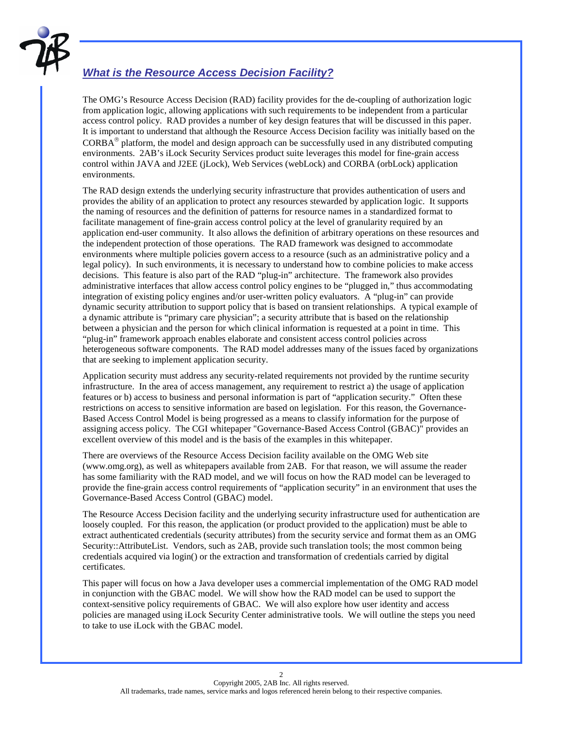## *What is the Resource Access Decision Facility?*

The OMG's Resource Access Decision (RAD) facility provides for the de-coupling of authorization logic from application logic, allowing applications with such requirements to be independent from a particular access control policy. RAD provides a number of key design features that will be discussed in this paper. It is important to understand that although the Resource Access Decision facility was initially based on the CORBA® platform, the model and design approach can be successfully used in any distributed computing environments. 2AB's iLock Security Services product suite leverages this model for fine-grain access control within JAVA and J2EE (jLock), Web Services (webLock) and CORBA (orbLock) application environments.

The RAD design extends the underlying security infrastructure that provides authentication of users and provides the ability of an application to protect any resources stewarded by application logic. It supports the naming of resources and the definition of patterns for resource names in a standardized format to facilitate management of fine-grain access control policy at the level of granularity required by an application end-user community. It also allows the definition of arbitrary operations on these resources and the independent protection of those operations. The RAD framework was designed to accommodate environments where multiple policies govern access to a resource (such as an administrative policy and a legal policy). In such environments, it is necessary to understand how to combine policies to make access decisions. This feature is also part of the RAD "plug-in" architecture. The framework also provides administrative interfaces that allow access control policy engines to be "plugged in," thus accommodating integration of existing policy engines and/or user-written policy evaluators. A "plug-in" can provide dynamic security attribution to support policy that is based on transient relationships. A typical example of a dynamic attribute is "primary care physician"; a security attribute that is based on the relationship between a physician and the person for which clinical information is requested at a point in time. This "plug-in" framework approach enables elaborate and consistent access control policies across heterogeneous software components. The RAD model addresses many of the issues faced by organizations that are seeking to implement application security.

Application security must address any security-related requirements not provided by the runtime security infrastructure. In the area of access management, any requirement to restrict a) the usage of application features or b) access to business and personal information is part of "application security." Often these restrictions on access to sensitive information are based on legislation. For this reason, the Governance-Based Access Control Model is being progressed as a means to classify information for the purpose of assigning access policy. The CGI whitepaper "Governance-Based Access Control (GBAC)" provides an excellent overview of this model and is the basis of the examples in this whitepaper.

There are overviews of the Resource Access Decision facility available on the OMG Web site (www.omg.org), as well as whitepapers available from 2AB. For that reason, we will assume the reader has some familiarity with the RAD model, and we will focus on how the RAD model can be leveraged to provide the fine-grain access control requirements of "application security" in an environment that uses the Governance-Based Access Control (GBAC) model.

The Resource Access Decision facility and the underlying security infrastructure used for authentication are loosely coupled. For this reason, the application (or product provided to the application) must be able to extract authenticated credentials (security attributes) from the security service and format them as an OMG Security::AttributeList. Vendors, such as 2AB, provide such translation tools; the most common being credentials acquired via login() or the extraction and transformation of credentials carried by digital certificates.

This paper will focus on how a Java developer uses a commercial implementation of the OMG RAD model in conjunction with the GBAC model. We will show how the RAD model can be used to support the context-sensitive policy requirements of GBAC. We will also explore how user identity and access policies are managed using iLock Security Center administrative tools. We will outline the steps you need to take to use iLock with the GBAC model.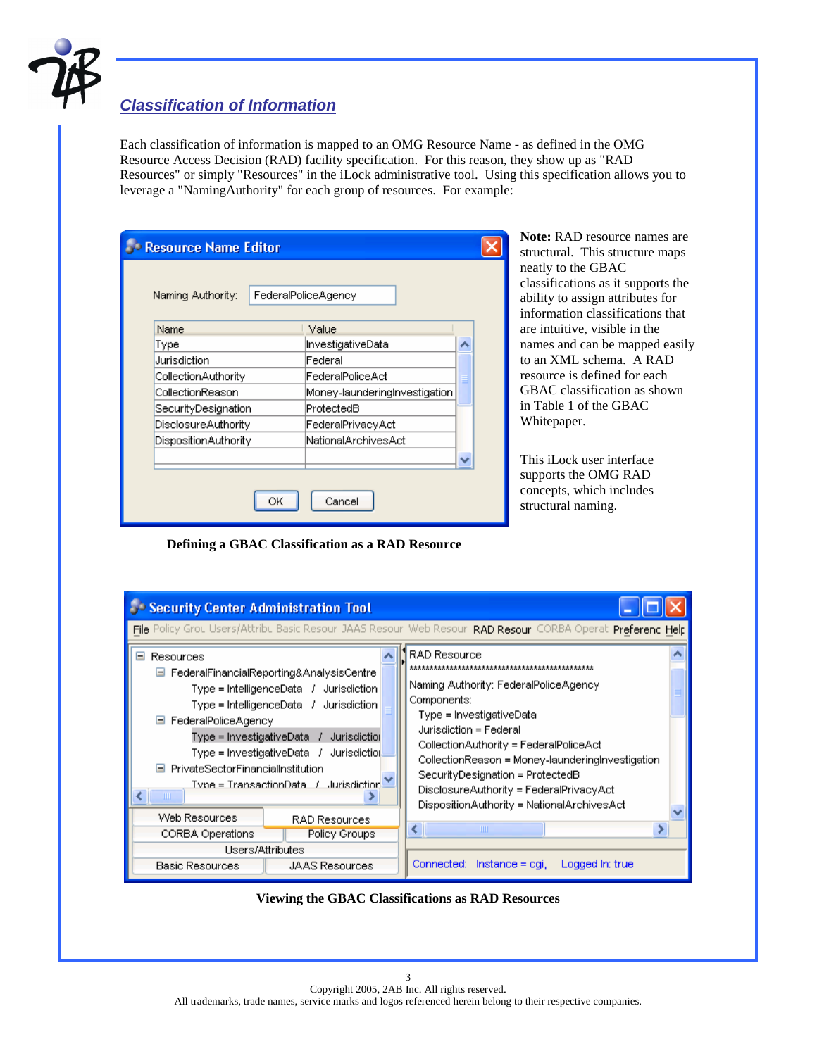## *Classification of Information*

Each classification of information is mapped to an OMG Resource Name - as defined in the OMG Resource Access Decision (RAD) facility specification. For this reason, they show up as "RAD Resources" or simply "Resources" in the iLock administrative tool. Using this specification allows you to leverage a "NamingAuthority" for each group of resources. For example:

**Defining a GBAC Classification as a RAD Resource**

**Note:** RAD resource names are structural. This structure maps neatly to the GBAC classifications as it supports the ability to assign attributes for information classifications that are intuitive, visible in the names and can be mapped easily to an XML schema. A RAD resource is defined for each GBAC classification as shown in Table 1 of the GBAC Whitepaper.

This iLock user interface supports the OMG RAD concepts, which includes structural naming.

**Viewing the GBAC Classifications as RAD Resources**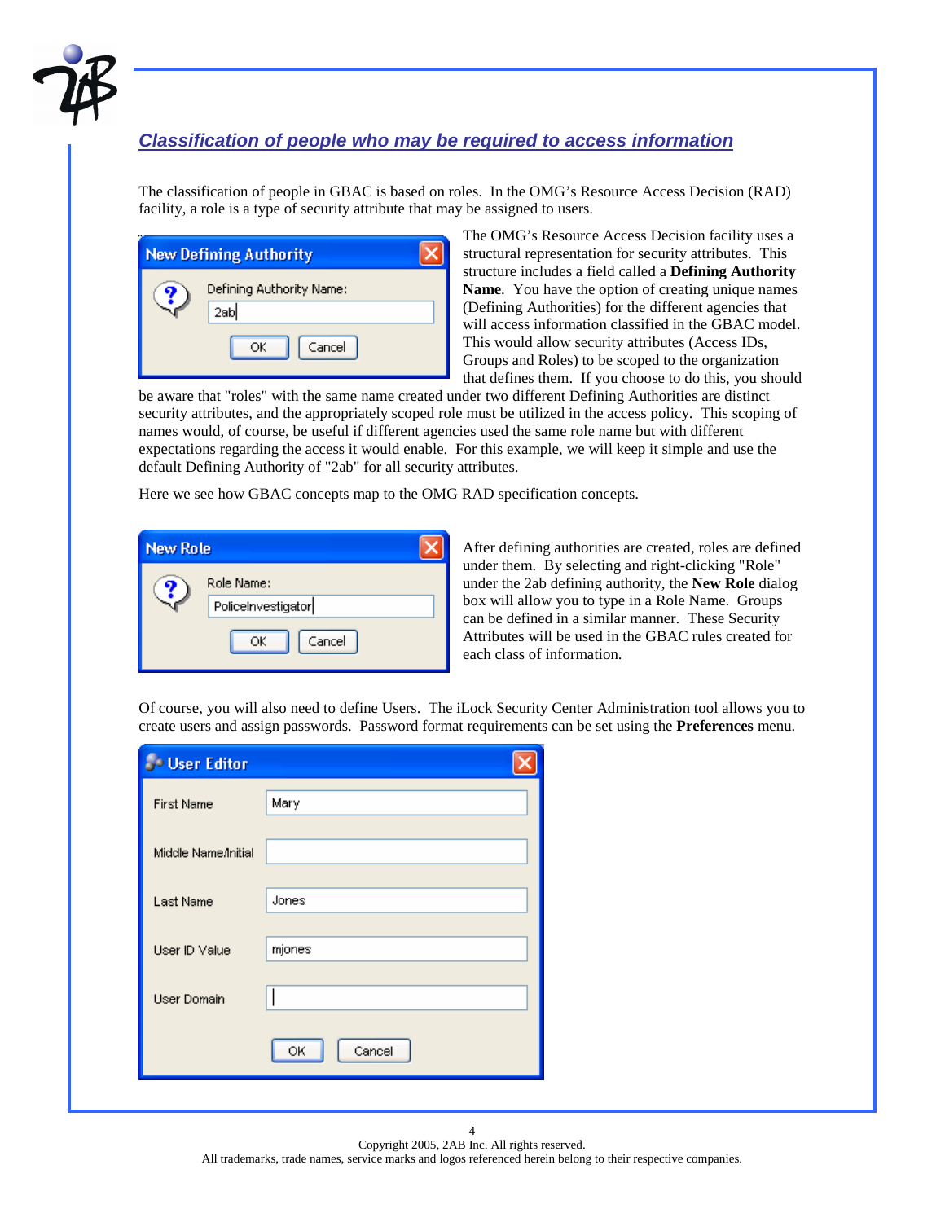## *Classification of people who may be required to access information*

The classification of people in GBAC is based on roles. In the OMG's Resource Access Decision (RAD) facility, a role is a type of security attribute that may be assigned to users.

The OMG's Resource Access Decision facility uses a structural representation for security attributes. This structure includes a field called a **Defining Authority Name**. You have the option of creating unique names (Defining Authorities) for the different agencies that will access information classified in the GBAC model. This would allow security attributes (Access IDs, Groups and Roles) to be scoped to the organization that defines them. If you choose to do this, you should be aware that "roles" with the same name created under two different Defining Authorities are distinct security attributes, and the appropriately scoped role must be utilized in the access policy. This scoping of names would, of course, be useful if different agencies used the same role name but with different expectations regarding the access it would enable. For this example, we will keep it simple and use the default Defining Authority of "2ab" for all security attributes.

Here we see how GBAC concepts map to the OMG RAD specification concepts.

After defining authorities are created, roles are defined under them. By selecting and right-clicking "Role" under the 2ab defining authority, the **New Role** dialog box will allow you to type in a Role Name. Groups can be defined in a similar manner. These Security Attributes will be used in the GBAC rules created for each class of information.

Of course, you will also need to define Users. The iLock Security Center Administration tool allows you to create users and assign passwords. Password format requirements can be set using the **Preferences** menu.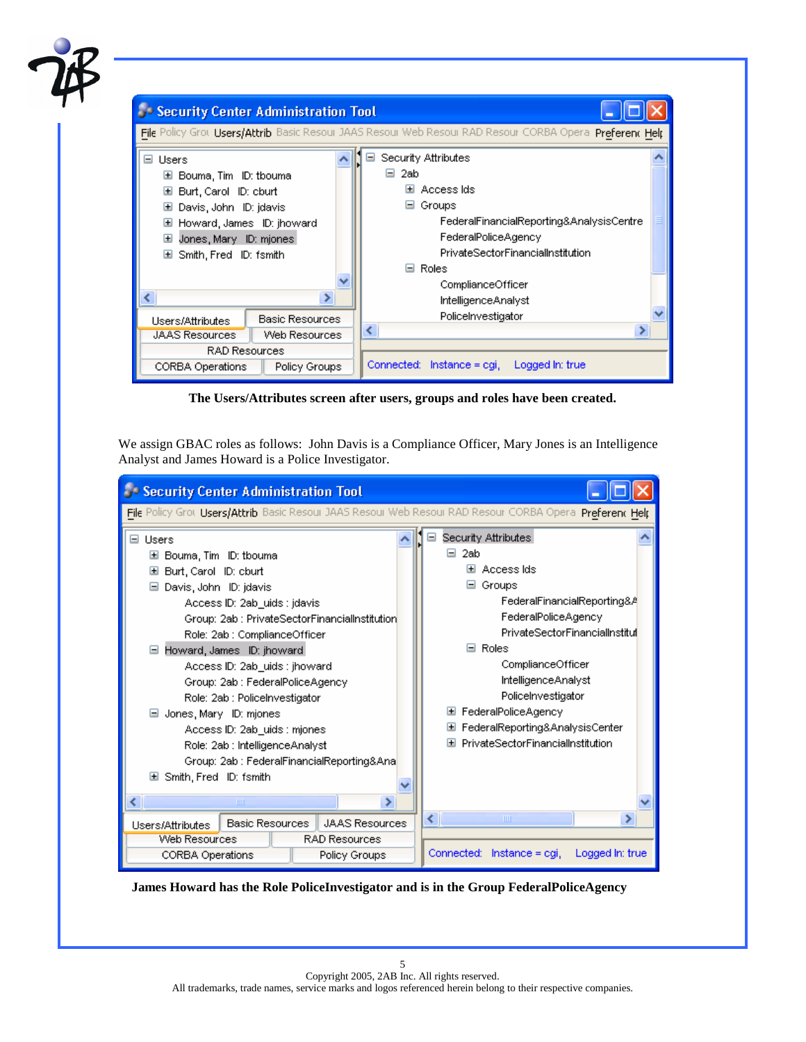The Users/Attributes screen after users, groups and roles have been created.

We assign GBAC roles as follows: John Davis is a Compliance Officer, Mary Jones is an Intelligence Analyst and James Howard is a Police Investigator.

James Howard has the Role PoliceInvestigator and is in the Group FederalPoliceAgency

Copyright 2005, 2AB Inc. All rights reserved.
All trademarks, trade names, service marks and logos referenced herein belong to their respective companies.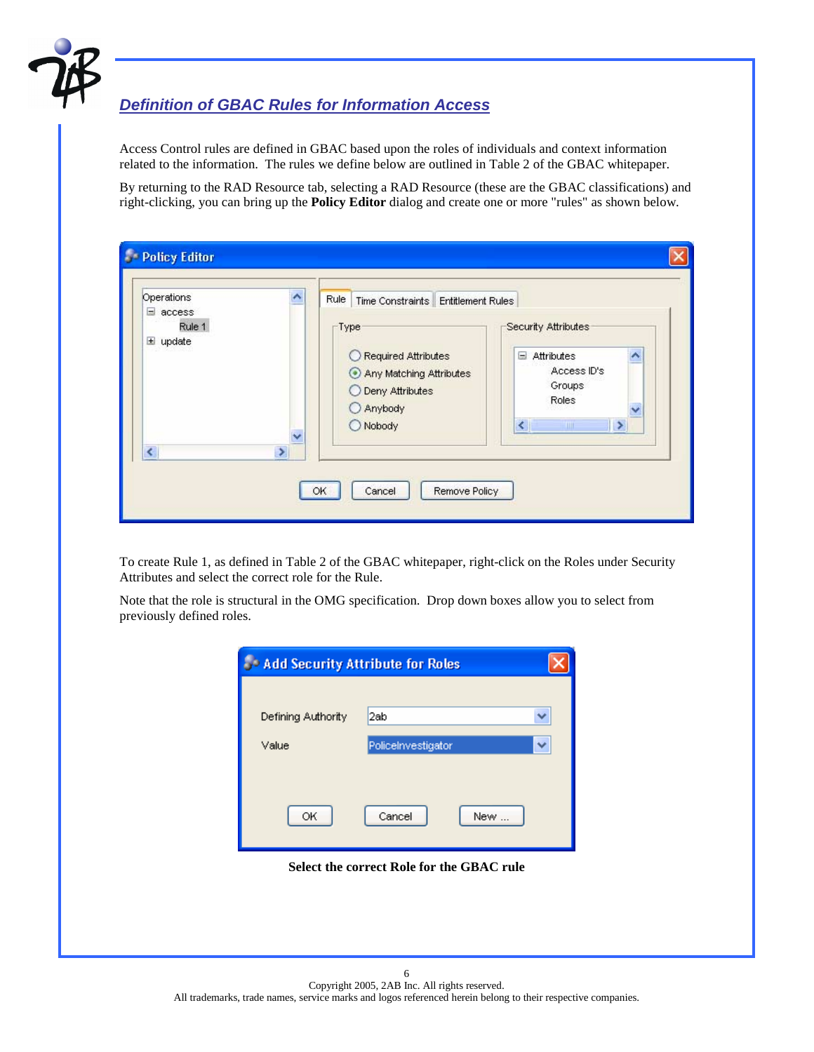## *Definition of GBAC Rules for Information Access*

Access Control rules are defined in GBAC based upon the roles of individuals and context information related to the information. The rules we define below are outlined in Table 2 of the GBAC whitepaper.

By returning to the RAD Resource tab, selecting a RAD Resource (these are the GBAC classifications) and right-clicking, you can bring up the **Policy Editor** dialog and create one or more "rules" as shown below.

To create Rule 1, as defined in Table 2 of the GBAC whitepaper, right-click on the Roles under Security Attributes and select the correct role for the Rule.

Note that the role is structural in the OMG specification. Drop down boxes allow you to select from previously defined roles.

**Select the correct Role for the GBAC rule**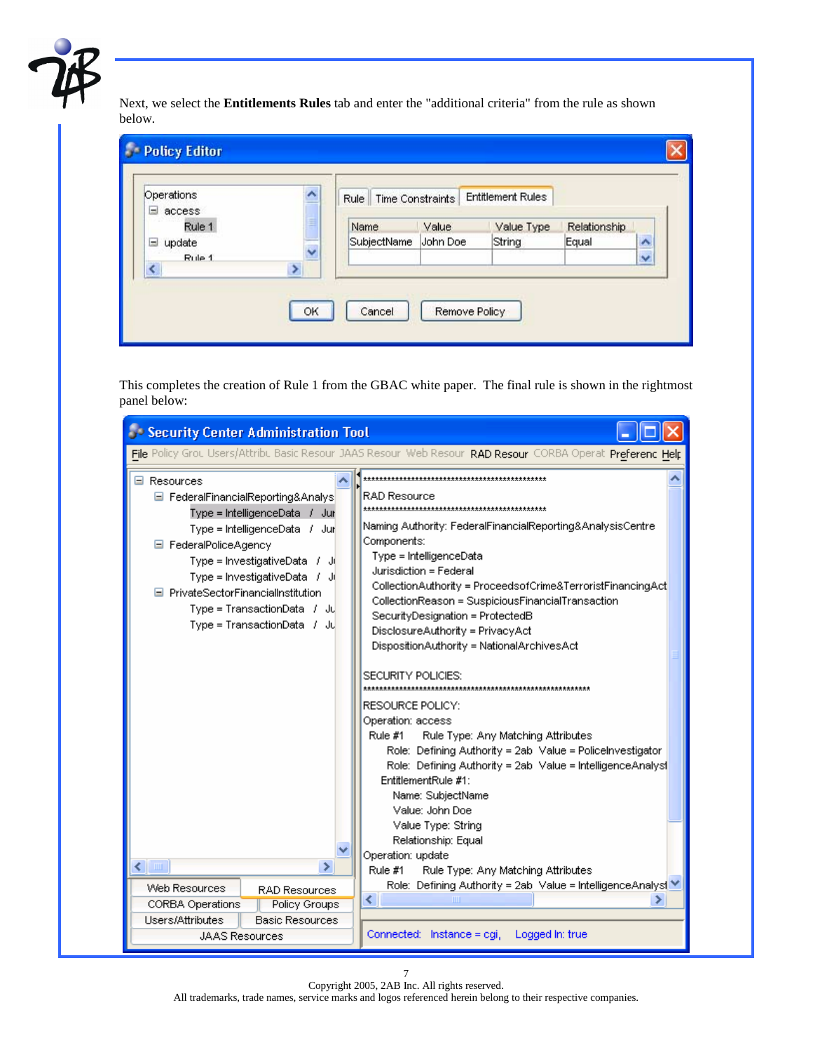Next, we select the **Entitlements Rules** tab and enter the "additional criteria" from the rule as shown below.

This completes the creation of Rule 1 from the GBAC white paper. The final rule is shown in the rightmost panel below:

Copyright 2005, 2AB Inc. All rights reserved.
All trademarks, trade names, service marks and logos referenced herein belong to their respective companies.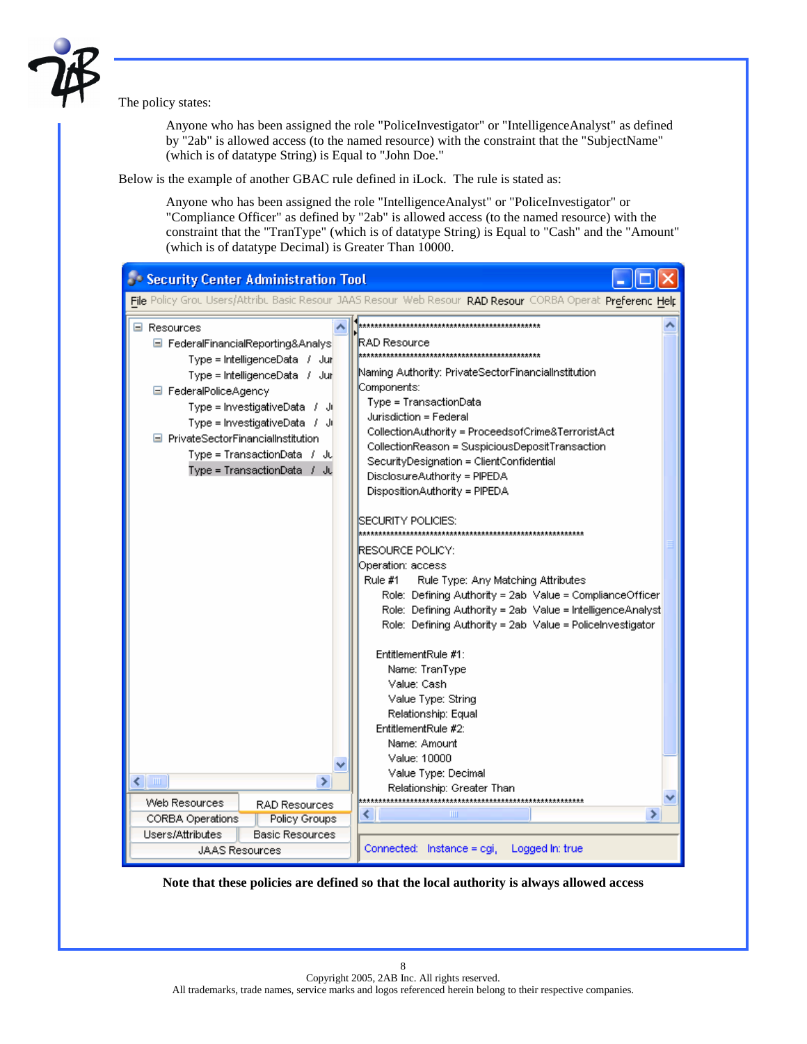The policy states:

> Anyone who has been assigned the role "PoliceInvestigator" or "IntelligenceAnalyst" as defined by "2ab" is allowed access (to the named resource) with the constraint that the "SubjectName" (which is of datatype String) is Equal to "John Doe."

Below is the example of another GBAC rule defined in iLock. The rule is stated as:

> Anyone who has been assigned the role "IntelligenceAnalyst" or "PoliceInvestigator" or "Compliance Officer" as defined by "2ab" is allowed access (to the named resource) with the constraint that the "TranType" (which is of datatype String) is Equal to "Cash" and the "Amount" (which is of datatype Decimal) is Greater Than 10000.

**Note that these policies are defined so that the local authority is always allowed access**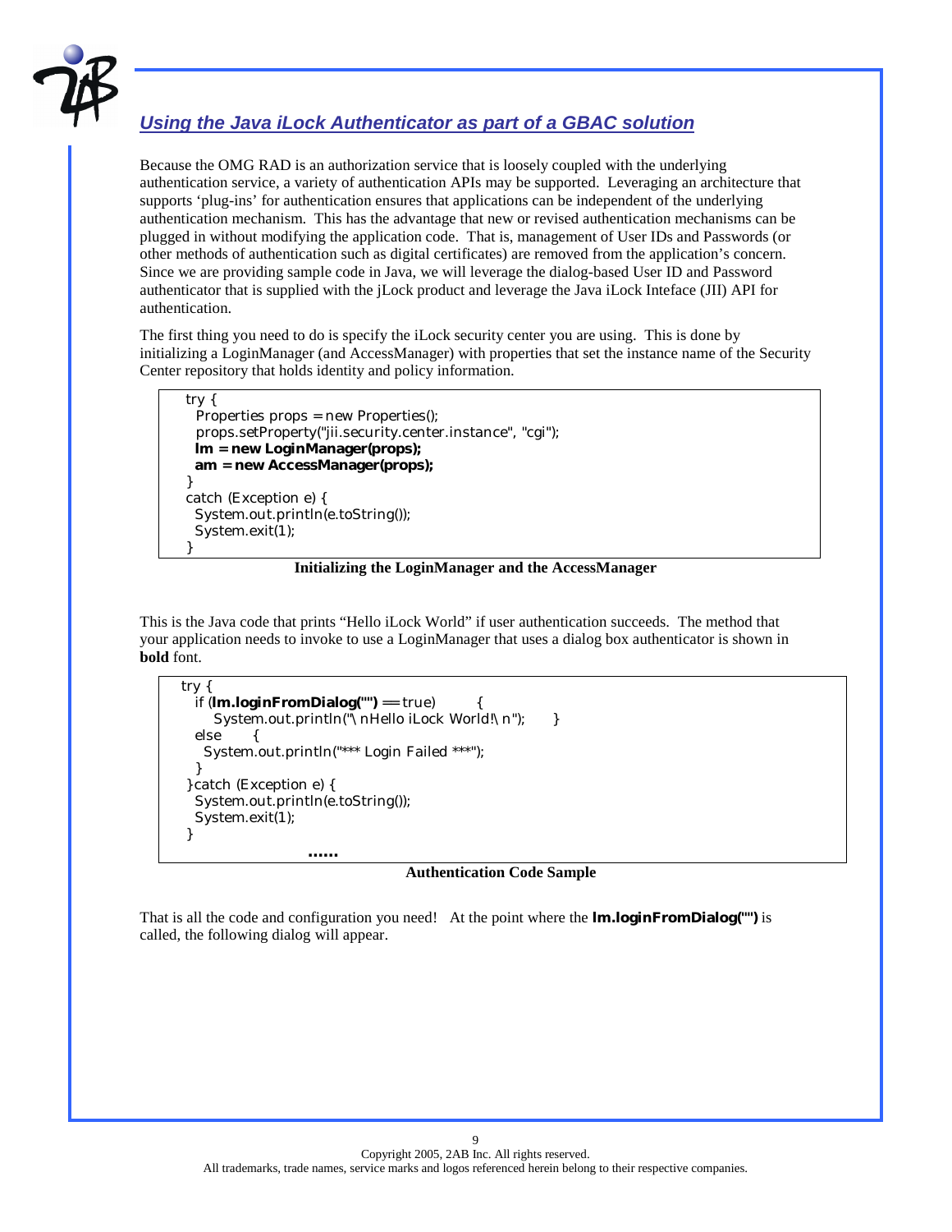## *Using the Java iLock Authenticator as part of a GBAC solution*

Because the OMG RAD is an authorization service that is loosely coupled with the underlying authentication service, a variety of authentication APIs may be supported. Leveraging an architecture that supports 'plug-ins' for authentication ensures that applications can be independent of the underlying authentication mechanism. This has the advantage that new or revised authentication mechanisms can be plugged in without modifying the application code. That is, management of User IDs and Passwords (or other methods of authentication such as digital certificates) are removed from the application's concern. Since we are providing sample code in Java, we will leverage the dialog-based User ID and Password authenticator that is supplied with the jLock product and leverage the Java iLock Inteface (JII) API for authentication.

The first thing you need to do is specify the iLock security center you are using. This is done by initializing a LoginManager (and AccessManager) with properties that set the instance name of the Security Center repository that holds identity and policy information.

```
try {
  Properties props = new Properties();
  props.setProperty("jii.security.center.instance", "cgi");
  lm = new LoginManager(props);
  am = new AccessManager(props);
}
catch (Exception e) {
  System.out.println(e.toString());
  System.exit(1);
}
```

**Initializing the LoginManager and the AccessManager**

This is the Java code that prints "Hello iLock World" if user authentication succeeds. The method that your application needs to invoke to use a LoginManager that uses a dialog box authenticator is shown in **bold** font.

```
try {
  if (lm.loginFromDialog("") == true)     {
      System.out.println("\nHello iLock World!\n");     }
  else      {
    System.out.println("*** Login Failed ***");
  }
 }catch (Exception e) {
  System.out.println(e.toString());
  System.exit(1);
 }
                    ......
```

**Authentication Code Sample**

That is all the code and configuration you need! At the point where the **lm.loginFromDialog("")** is called, the following dialog will appear.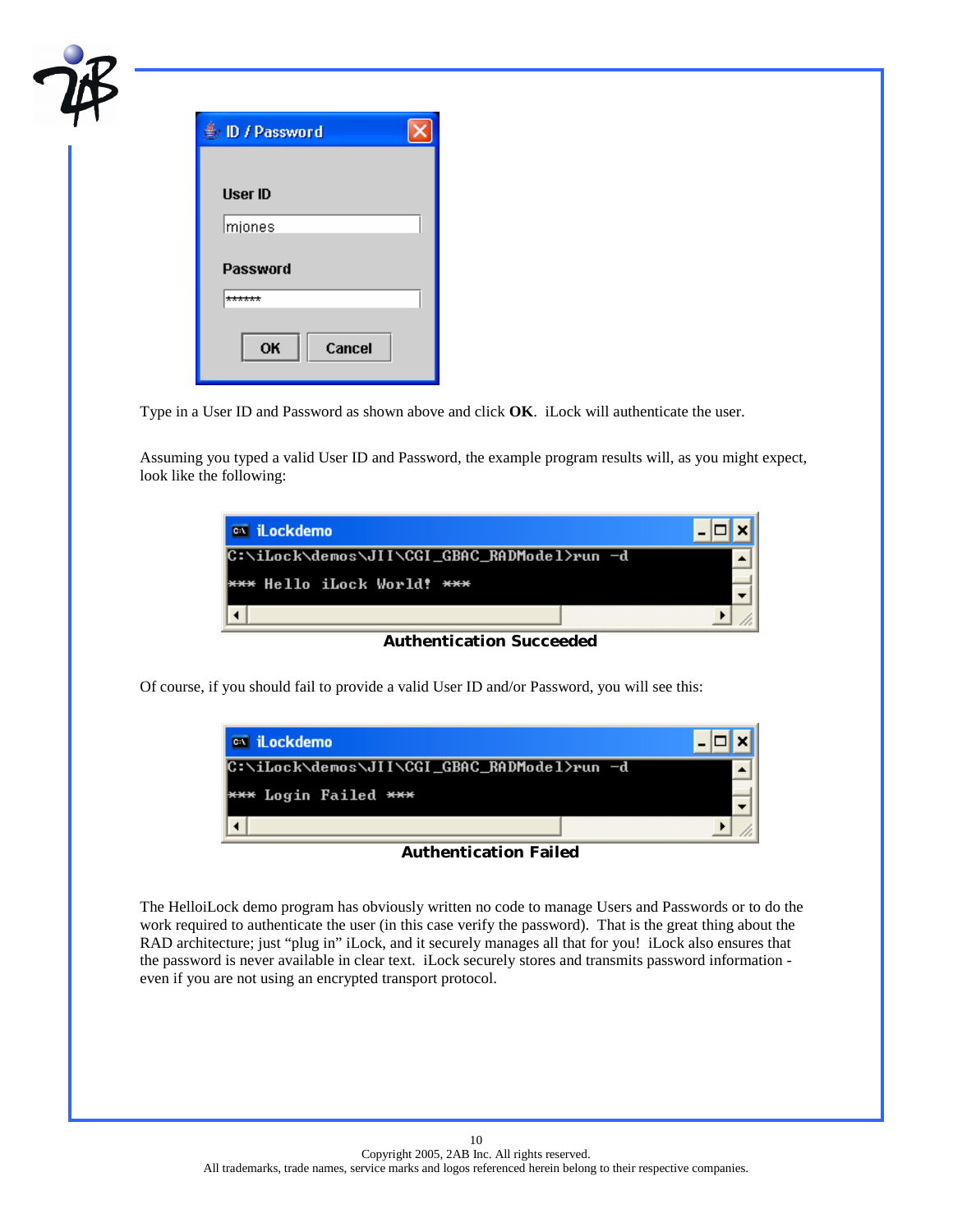Type in a User ID and Password as shown above and click **OK**. iLock will authenticate the user.

Assuming you typed a valid User ID and Password, the example program results will, as you might expect, look like the following:

**Authentication Succeeded**

Of course, if you should fail to provide a valid User ID and/or Password, you will see this:

**Authentication Failed**

The HelloiLock demo program has obviously written no code to manage Users and Passwords or to do the work required to authenticate the user (in this case verify the password). That is the great thing about the RAD architecture; just "plug in" iLock, and it securely manages all that for you! iLock also ensures that the password is never available in clear text. iLock securely stores and transmits password information - even if you are not using an encrypted transport protocol.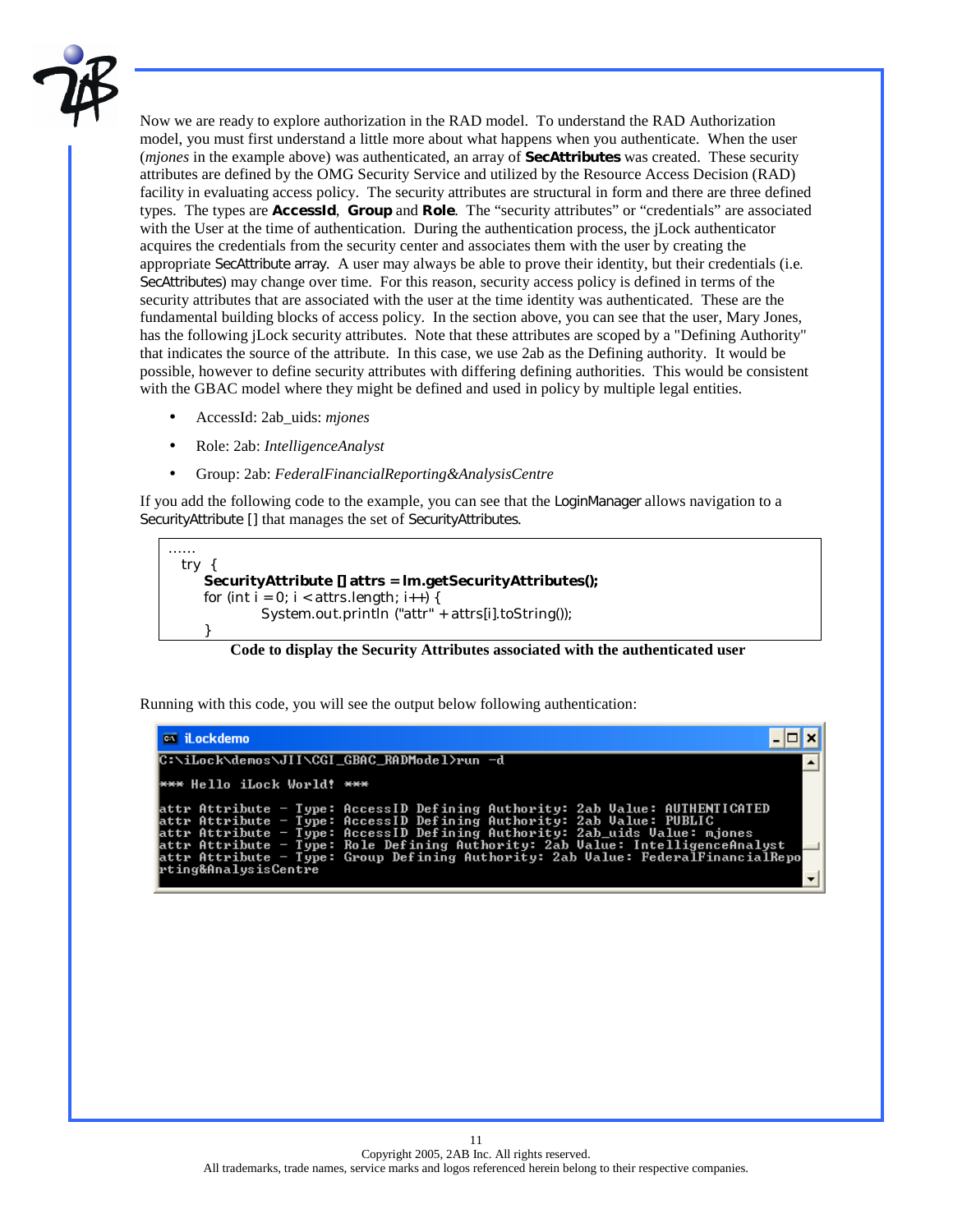Now we are ready to explore authorization in the RAD model. To understand the RAD Authorization model, you must first understand a little more about what happens when you authenticate. When the user (*mjones* in the example above) was authenticated, an array of **SecAttributes** was created. These security attributes are defined by the OMG Security Service and utilized by the Resource Access Decision (RAD) facility in evaluating access policy. The security attributes are structural in form and there are three defined types. The types are **AccessId**, **Group** and **Role**. The "security attributes" or "credentials" are associated with the User at the time of authentication. During the authentication process, the jLock authenticator acquires the credentials from the security center and associates them with the user by creating the appropriate SecAttribute array. A user may always be able to prove their identity, but their credentials (i.e. SecAttributes) may change over time. For this reason, security access policy is defined in terms of the security attributes that are associated with the user at the time identity was authenticated. These are the fundamental building blocks of access policy. In the section above, you can see that the user, Mary Jones, has the following jLock security attributes. Note that these attributes are scoped by a "Defining Authority" that indicates the source of the attribute. In this case, we use 2ab as the Defining authority. It would be possible, however to define security attributes with differing defining authorities. This would be consistent with the GBAC model where they might be defined and used in policy by multiple legal entities.

- AccessId: 2ab_uids: *mjones*
- Role: 2ab: *IntelligenceAnalyst*
- Group: 2ab: *FederalFinancialReporting&AnalysisCentre*

If you add the following code to the example, you can see that the LoginManager allows navigation to a SecurityAttribute [] that manages the set of SecurityAttributes.

```
......
  try  {
      SecurityAttribute [] attrs = lm.getSecurityAttributes();
      for (int i = 0; i < attrs.length; i++) {
                System.out.println ("attr" + attrs[i].toString());
      }
```

**Code to display the Security Attributes associated with the authenticated user**

Running with this code, you will see the output below following authentication:

```
iLockdemo
C:\iLock\demos\JII\CGI_GBAC_RADModel>run -d

*** Hello iLock World! ***

attr Attribute - Type: AccessID Defining Authority: 2ab Value: AUTHENTICATED
attr Attribute - Type: AccessID Defining Authority: 2ab Value: PUBLIC
attr Attribute - Type: AccessID Defining Authority: 2ab_uids Value: mjones
attr Attribute - Type: Role Defining Authority: 2ab Value: IntelligenceAnalyst
attr Attribute - Type: Group Defining Authority: 2ab Value: FederalFinancialRepo
rting&AnalysisCentre
```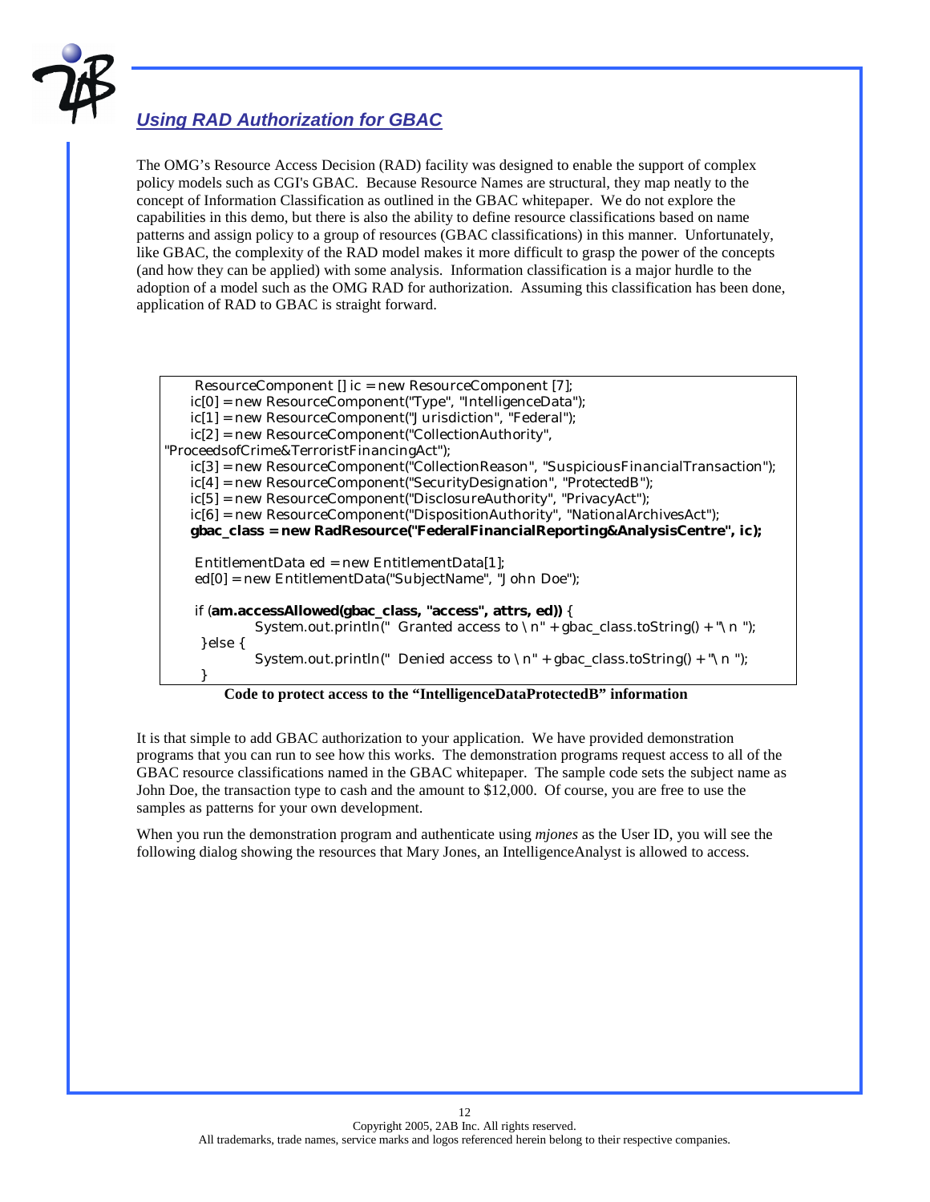## *Using RAD Authorization for GBAC*

The OMG's Resource Access Decision (RAD) facility was designed to enable the support of complex policy models such as CGI's GBAC. Because Resource Names are structural, they map neatly to the concept of Information Classification as outlined in the GBAC whitepaper. We do not explore the capabilities in this demo, but there is also the ability to define resource classifications based on name patterns and assign policy to a group of resources (GBAC classifications) in this manner. Unfortunately, like GBAC, the complexity of the RAD model makes it more difficult to grasp the power of the concepts (and how they can be applied) with some analysis. Information classification is a major hurdle to the adoption of a model such as the OMG RAD for authorization. Assuming this classification has been done, application of RAD to GBAC is straight forward.

```
 ResourceComponent [] ic = new ResourceComponent [7];
    ic[0] = new ResourceComponent("Type", "IntelligenceData");
    ic[1] = new ResourceComponent("Jurisdiction", "Federal");
    ic[2] = new ResourceComponent("CollectionAuthority",
"ProceedsofCrime&TerroristFinancingAct");
    ic[3] = new ResourceComponent("CollectionReason", "SuspiciousFinancialTransaction");
    ic[4] = new ResourceComponent("SecurityDesignation", "ProtectedB");
    ic[5] = new ResourceComponent("DisclosureAuthority", "PrivacyAct");
    ic[6] = new ResourceComponent("DispositionAuthority", "NationalArchivesAct");
    gbac_class = new RadResource("FederalFinancialReporting&AnalysisCentre", ic);

     EntitlementData ed = new EntitlementData[1];
     ed[0] = new EntitlementData("SubjectName", "John Doe");

     if (am.accessAllowed(gbac_class, "access", attrs, ed)) {
              System.out.println("  Granted access to \n" + gbac_class.toString() + "\n ");
      }else {
              System.out.println("  Denied access to \n" + gbac_class.toString() + "\n ");
      }
```

**Code to protect access to the "IntelligenceDataProtectedB" information**

It is that simple to add GBAC authorization to your application. We have provided demonstration programs that you can run to see how this works. The demonstration programs request access to all of the GBAC resource classifications named in the GBAC whitepaper. The sample code sets the subject name as John Doe, the transaction type to cash and the amount to $12,000. Of course, you are free to use the samples as patterns for your own development.

When you run the demonstration program and authenticate using *mjones* as the User ID, you will see the following dialog showing the resources that Mary Jones, an IntelligenceAnalyst is allowed to access.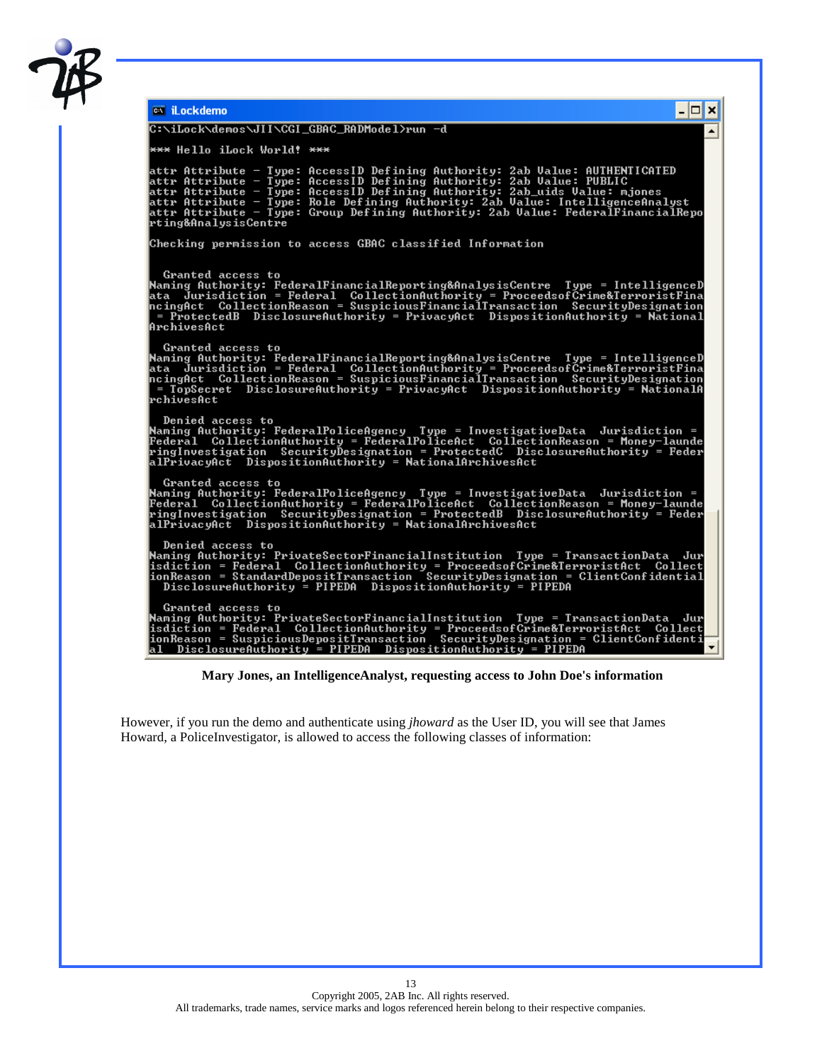```
iLockdemo
C:\iLock\demos\JII\CGI_GBAC_RADModel>run -d

*** Hello iLock World! ***

attr Attribute - Type: AccessID Defining Authority: 2ab Value: AUTHENTICATED
attr Attribute - Type: AccessID Defining Authority: 2ab Value: PUBLIC
attr Attribute - Type: AccessID Defining Authority: 2ab_uids Value: mjones
attr Attribute - Type: Role Defining Authority: 2ab Value: IntelligenceAnalyst
attr Attribute - Type: Group Defining Authority: 2ab Value: FederalFinancialRepo
rting&AnalysisCentre

Checking permission to access GBAC classified Information


  Granted access to
Naming Authority: FederalFinancialReporting&AnalysisCentre  Type = IntelligenceD
ata  Jurisdiction = Federal  CollectionAuthority = ProceedsofCrime&TerroristFina
ncingAct  CollectionReason = SuspiciousFinancialTransaction  SecurityDesignation
 = ProtectedB  DisclosureAuthority = PrivacyAct  DispositionAuthority = National
ArchivesAct

  Granted access to
Naming Authority: FederalFinancialReporting&AnalysisCentre  Type = IntelligenceD
ata  Jurisdiction = Federal  CollectionAuthority = ProceedsofCrime&TerroristFina
ncingAct  CollectionReason = SuspiciousFinancialTransaction  SecurityDesignation
 = TopSecret  DisclosureAuthority = PrivacyAct  DispositionAuthority = NationalA
rchivesAct

  Denied access to
Naming Authority: FederalPoliceAgency  Type = InvestigativeData  Jurisdiction =
Federal  CollectionAuthority = FederalPoliceAct  CollectionReason = Money-launde
ringInvestigation  SecurityDesignation = ProtectedC  DisclosureAuthority = Feder
alPrivacyAct  DispositionAuthority = NationalArchivesAct

  Granted access to
Naming Authority: FederalPoliceAgency  Type = InvestigativeData  Jurisdiction =
Federal  CollectionAuthority = FederalPoliceAct  CollectionReason = Money-launde
ringInvestigation  SecurityDesignation = ProtectedB  DisclosureAuthority = Feder
alPrivacyAct  DispositionAuthority = NationalArchivesAct

  Denied access to
Naming Authority: PrivateSectorFinancialInstitution  Type = TransactionData  Jur
isdiction = Federal  CollectionAuthority = ProceedsofCrime&TerroristAct  Collect
ionReason = StandardDepositTransaction  SecurityDesignation = ClientConfidential
  DisclosureAuthority = PIPEDA  DispositionAuthority = PIPEDA

  Granted access to
Naming Authority: PrivateSectorFinancialInstitution  Type = TransactionData  Jur
isdiction = Federal  CollectionAuthority = ProceedsofCrime&TerroristAct  Collect
ionReason = SuspiciousDepositTransaction  SecurityDesignation = ClientConfidenti
al  DisclosureAuthority = PIPEDA  DispositionAuthority = PIPEDA
```

**Mary Jones, an IntelligenceAnalyst, requesting access to John Doe's information**

However, if you run the demo and authenticate using *jhoward* as the User ID, you will see that James Howard, a PoliceInvestigator, is allowed to access the following classes of information: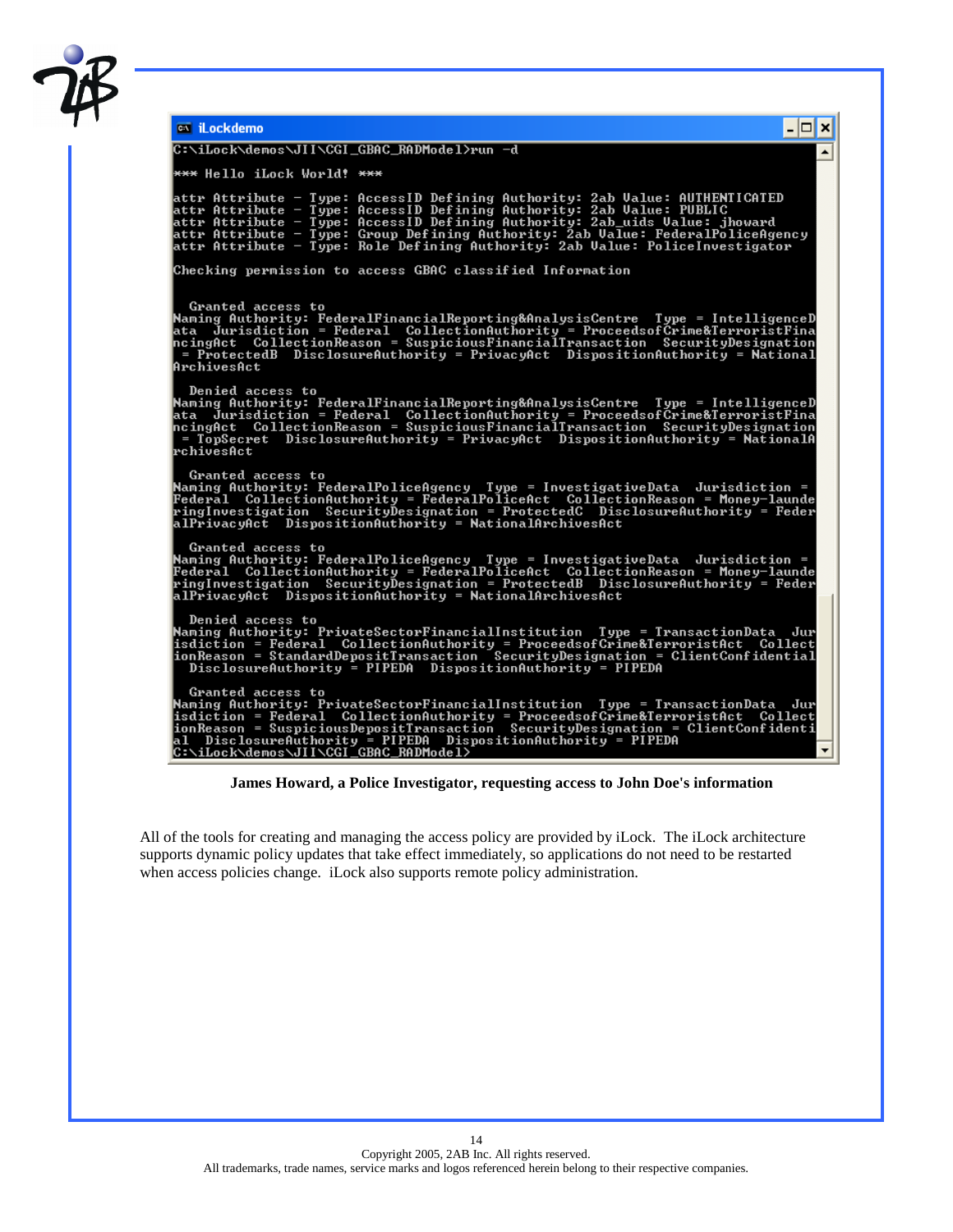```
C:\iLock\demos\JII\CGI_GBAC_RADModel>run -d

*** Hello iLock World! ***

attr Attribute - Type: AccessID Defining Authority: 2ab Value: AUTHENTICATED
attr Attribute - Type: AccessID Defining Authority: 2ab Value: PUBLIC
attr Attribute - Type: AccessID Defining Authority: 2ab_uids Value: jhoward
attr Attribute - Type: Group Defining Authority: 2ab Value: FederalPoliceAgency
attr Attribute - Type: Role Defining Authority: 2ab Value: PoliceInvestigator

Checking permission to access GBAC classified Information


  Granted access to
Naming Authority: FederalFinancialReporting&AnalysisCentre  Type = IntelligenceD
ata  Jurisdiction = Federal  CollectionAuthority = ProceedsofCrime&TerroristFina
ncingAct  CollectionReason = SuspiciousFinancialTransaction  SecurityDesignation
 = ProtectedB  DisclosureAuthority = PrivacyAct  DispositionAuthority = National
ArchivesAct

  Denied access to
Naming Authority: FederalFinancialReporting&AnalysisCentre  Type = IntelligenceD
ata  Jurisdiction = Federal  CollectionAuthority = ProceedsofCrime&TerroristFina
ncingAct  CollectionReason = SuspiciousFinancialTransaction  SecurityDesignation
 = TopSecret  DisclosureAuthority = PrivacyAct  DispositionAuthority = NationalA
rchivesAct

  Granted access to
Naming Authority: FederalPoliceAgency  Type = InvestigativeData  Jurisdiction =
Federal  CollectionAuthority = FederalPoliceAct  CollectionReason = Money-launde
ringInvestigation  SecurityDesignation = ProtectedC  DisclosureAuthority = Feder
alPrivacyAct  DispositionAuthority = NationalArchivesAct

  Granted access to
Naming Authority: FederalPoliceAgency  Type = InvestigativeData  Jurisdiction =
Federal  CollectionAuthority = FederalPoliceAct  CollectionReason = Money-launde
ringInvestigation  SecurityDesignation = ProtectedB  DisclosureAuthority = Feder
alPrivacyAct  DispositionAuthority = NationalArchivesAct

  Denied access to
Naming Authority: PrivateSectorFinancialInstitution  Type = TransactionData  Jur
isdiction = Federal  CollectionAuthority = ProceedsofCrime&TerroristAct  Collect
ionReason = StandardDepositTransaction  SecurityDesignation = ClientConfidential
  DisclosureAuthority = PIPEDA  DispositionAuthority = PIPEDA

  Granted access to
Naming Authority: PrivateSectorFinancialInstitution  Type = TransactionData  Jur
isdiction = Federal  CollectionAuthority = ProceedsofCrime&TerroristAct  Collect
ionReason = SuspiciousDepositTransaction  SecurityDesignation = ClientConfidenti
al  DisclosureAuthority = PIPEDA  DispositionAuthority = PIPEDA
C:\iLock\demos\JII\CGI_GBAC_RADModel>
```

**James Howard, a Police Investigator, requesting access to John Doe's information**

All of the tools for creating and managing the access policy are provided by iLock. The iLock architecture supports dynamic policy updates that take effect immediately, so applications do not need to be restarted when access policies change. iLock also supports remote policy administration.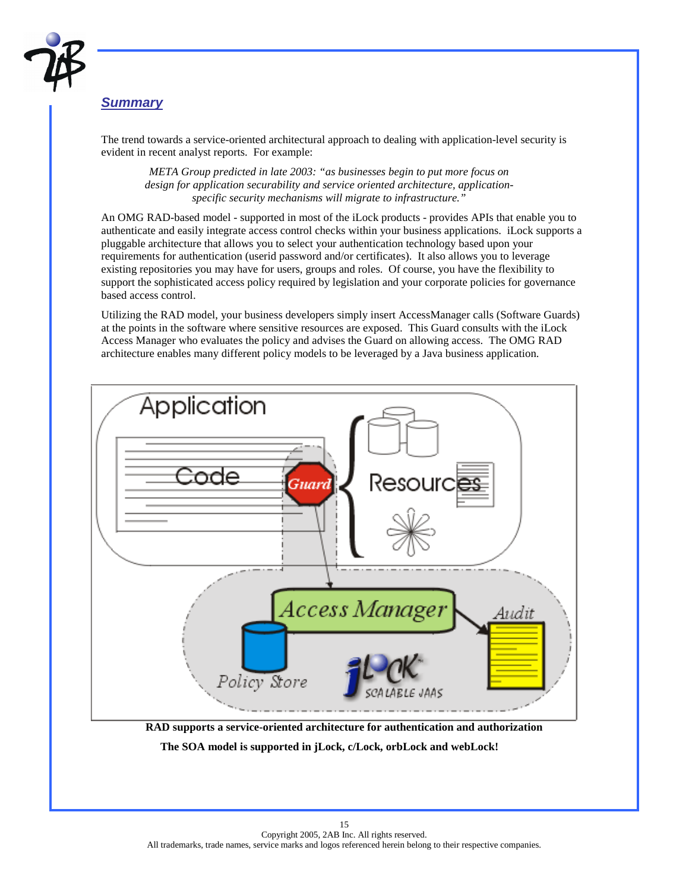## *Summary*

The trend towards a service-oriented architectural approach to dealing with application-level security is evident in recent analyst reports. For example:

> *META Group predicted in late 2003: "as businesses begin to put more focus on design for application securability and service oriented architecture, application-specific security mechanisms will migrate to infrastructure."*

An OMG RAD-based model - supported in most of the iLock products - provides APIs that enable you to authenticate and easily integrate access control checks within your business applications. iLock supports a pluggable architecture that allows you to select your authentication technology based upon your requirements for authentication (userid password and/or certificates). It also allows you to leverage existing repositories you may have for users, groups and roles. Of course, you have the flexibility to support the sophisticated access policy required by legislation and your corporate policies for governance based access control.

Utilizing the RAD model, your business developers simply insert AccessManager calls (Software Guards) at the points in the software where sensitive resources are exposed. This Guard consults with the iLock Access Manager who evaluates the policy and advises the Guard on allowing access. The OMG RAD architecture enables many different policy models to be leveraged by a Java business application.

**RAD supports a service-oriented architecture for authentication and authorization**

**The SOA model is supported in jLock, c/Lock, orbLock and webLock!**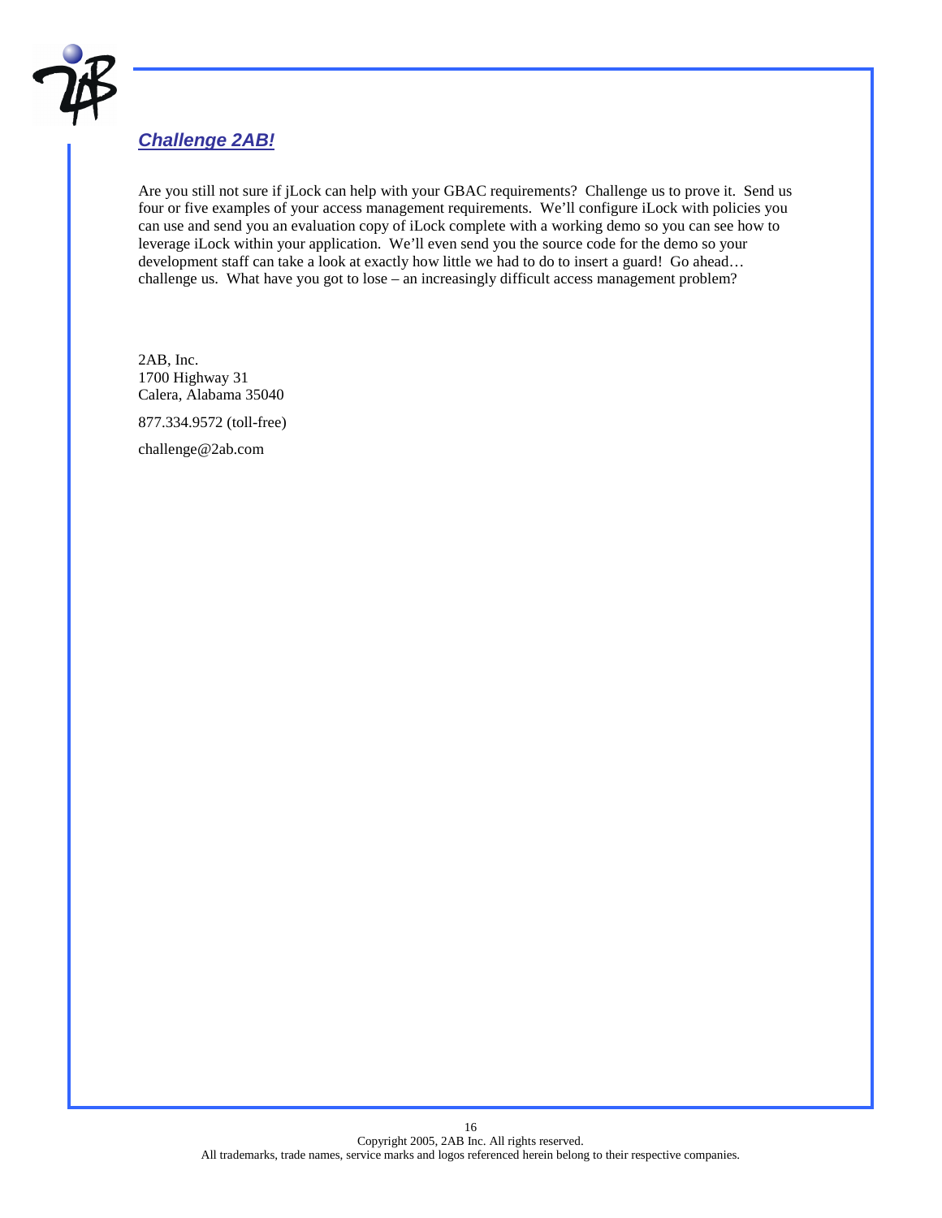## ***Challenge 2AB!***

Are you still not sure if jLock can help with your GBAC requirements? Challenge us to prove it. Send us four or five examples of your access management requirements. We'll configure iLock with policies you can use and send you an evaluation copy of iLock complete with a working demo so you can see how to leverage iLock within your application. We'll even send you the source code for the demo so your development staff can take a look at exactly how little we had to do to insert a guard! Go ahead… challenge us. What have you got to lose – an increasingly difficult access management problem?

2AB, Inc.
1700 Highway 31
Calera, Alabama 35040

877.334.9572 (toll-free)

challenge@2ab.com

Copyright 2005, 2AB Inc. All rights reserved.
All trademarks, trade names, service marks and logos referenced herein belong to their respective companies.